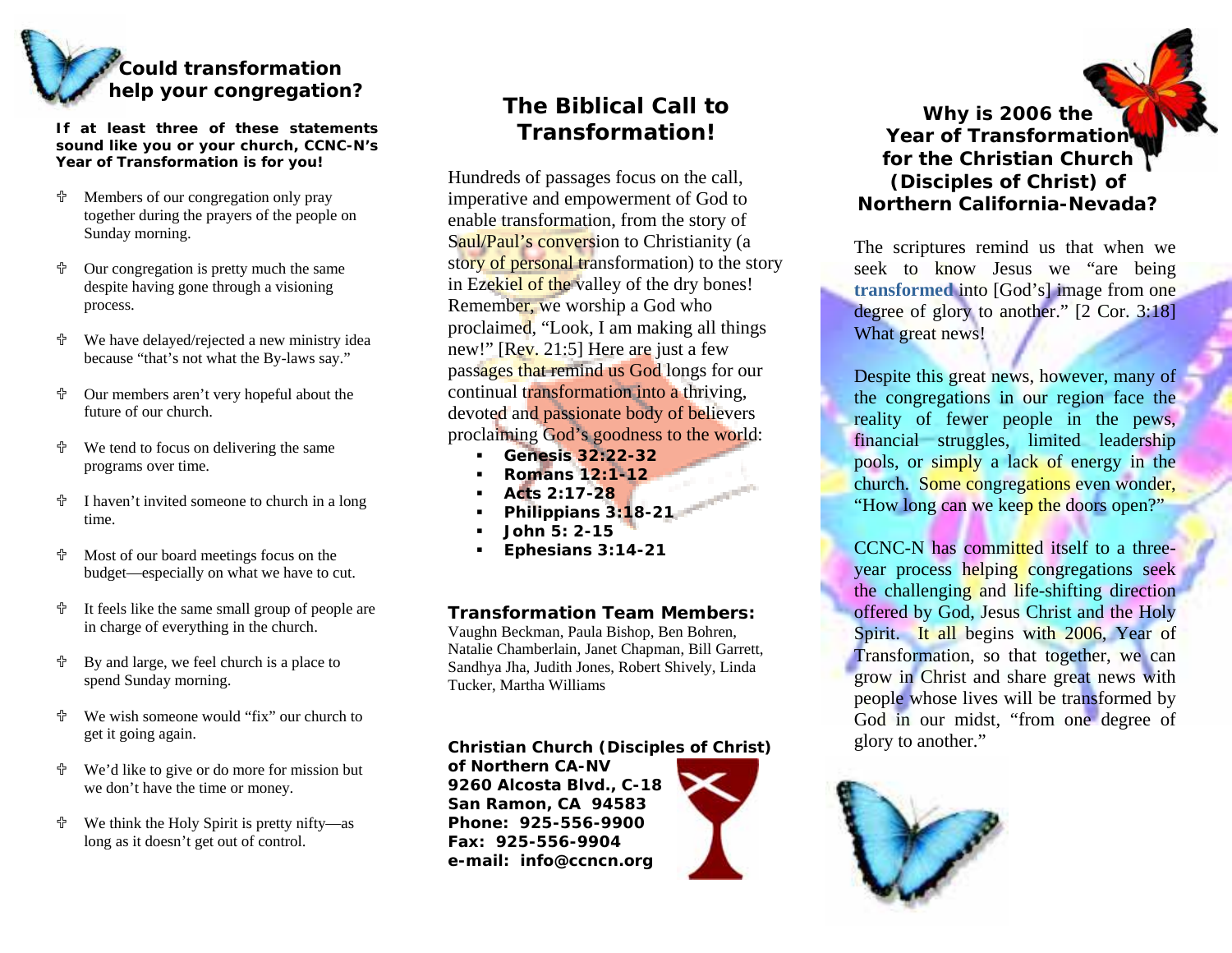## Could transformation help your congregation?

**If at least three of these statements sound like you or your church, CCNC-N's Year of Transformation is for you!**

- Members of our congregation only pray together during the prayers of the people on Sunday morning.
- Our congregation is pretty much the same despite having gone through a visioning process.
- We have delayed/rejected a new ministry idea because "that's not what the By-laws say."
- Our members aren't very hopeful about the future of our church.
- We tend to focus on delivering the same programs over time.
- I haven't invited someone to church in a long time.
- Most of our board meetings focus on the budget—especially on what we have to cut.
- It feels like the same small group of people are in charge of everything in the church.
- By and large, we feel church is a place to spend Sunday morning.
- We wish someone would "fix" our church to get it going again.
- We'd like to give or do more for mission but we don't have the time or money.
- We think the Holy Spirit is pretty nifty—as long as it doesn't get out of control.

## The Biblical Call to Transformation!

Hundreds of passages focus on the call, imperative and empowerment of God to enable transformation, from the story of Saul/Paul's conversion to Christianity (a story of personal transformation) to the story in Ezekiel of the valley of the dry bones! Remember, we worship a God who proclaimed, "Look, I am making all things new!" [Rev. 21:5] Here are just a few passages that remind us God longs for our continual transformation into a thriving, devoted and passionate body of believers proclaiming God's goodness to the world:

- **Genesis 32:22-32**
- **Romans 12:1-12**
- **Acts 2:17-28**
- **Philippians 3:18-21**
- **John 5: 2-15**
- **Ephesians 3:14-21**

**Transformation Team Members:**
Vaughn Beckman, Paula Bishop, Ben Bohren, Natalie Chamberlain, Janet Chapman, Bill Garrett, Sandhya Jha, Judith Jones, Robert Shively, Linda Tucker, Martha Williams

**Christian Church (Disciples of Christ) of Northern CA-NV**
**9260 Alcosta Blvd., C-18**
**San Ramon, CA 94583**
**Phone: 925-556-9900**
**Fax: 925-556-9904**
**e-mail: info@ccncn.org**

## Why is 2006 the Year of Transformation for the Christian Church (Disciples of Christ) of Northern California-Nevada?

The scriptures remind us that when we seek to know Jesus we "are being **transformed** into [God's] image from one degree of glory to another." [2 Cor. 3:18] What great news!

Despite this great news, however, many of the congregations in our region face the reality of fewer people in the pews, financial struggles, limited leadership pools, or simply a lack of energy in the church. Some congregations even wonder, "How long can we keep the doors open?"

CCNC-N has committed itself to a three-year process helping congregations seek the challenging and life-shifting direction offered by God, Jesus Christ and the Holy Spirit. It all begins with 2006, Year of Transformation, so that together, we can grow in Christ and share great news with people whose lives will be transformed by God in our midst, "from one degree of glory to another."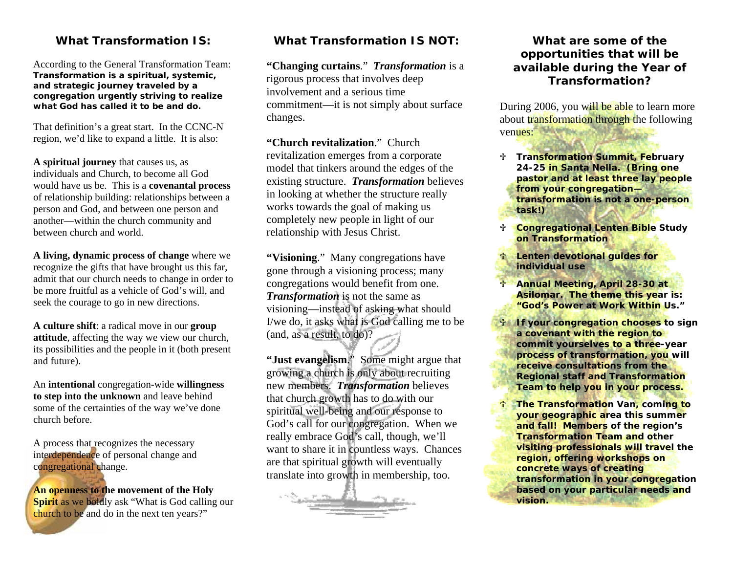## What Transformation IS:

According to the General Transformation Team: **Transformation is a spiritual, systemic, and strategic journey traveled by a congregation urgently striving to realize what God has called it to be and do.**

That definition's a great start. In the CCNC-N region, we'd like to expand a little. It is also:

**A spiritual journey** that causes us, as individuals and Church, to become all God would have us be. This is a **covenantal process** of relationship building: relationships between a person and God, and between one person and another—within the church community and between church and world.

**A living, dynamic process of change** where we recognize the gifts that have brought us this far, admit that our church needs to change in order to be more fruitful as a vehicle of God's will, and seek the courage to go in new directions.

**A culture shift**: a radical move in our **group attitude**, affecting the way we view our church, its possibilities and the people in it (both present and future).

An **intentional** congregation-wide **willingness to step into the unknown** and leave behind some of the certainties of the way we've done church before.

A process that recognizes the necessary interdependence of personal change and congregational change.

**An openness to the movement of the Holy Spirit** as we boldly ask "What is God calling our church to be and do in the next ten years?"

## What Transformation IS NOT:

**"Changing curtains**." ***Transformation*** is a rigorous process that involves deep involvement and a serious time commitment—it is not simply about surface changes.

**"Church revitalization**." Church revitalization emerges from a corporate model that tinkers around the edges of the existing structure. ***Transformation*** believes in looking at whether the structure really works towards the goal of making us completely new people in light of our relationship with Jesus Christ.

**"Visioning**." Many congregations have gone through a visioning process; many congregations would benefit from one. ***Transformation*** is not the same as visioning—instead of asking what should I/we do, it asks what is God calling me to be (and, as a result, to do)?

**"Just evangelism**." Some might argue that growing a church is only about recruiting new members. ***Transformation*** believes that church growth has to do with our spiritual well-being and our response to God's call for our congregation. When we really embrace God's call, though, we'll want to share it in countless ways. Chances are that spiritual growth will eventually translate into growth in membership, too.

## What are some of the opportunities that will be available during the Year of Transformation?

During 2006, you will be able to learn more about transformation through the following venues:

- **Transformation Summit, February 24-25 in Santa Nella. (Bring one pastor and at least three lay people from your congregation—transformation is not a one-person task!)**
- **Congregational Lenten Bible Study on Transformation**
- **Lenten devotional guides for individual use**
- **Annual Meeting, April 28-30 at Asilomar. The theme this year is: "God's Power at Work Within Us."**
- **If your congregation chooses to sign a covenant with the region to commit yourselves to a three-year process of transformation, you will receive consultations from the Regional staff and Transformation Team to help you in your process.**
- **The Transformation Van, coming to your geographic area this summer and fall! Members of the region's Transformation Team and other visiting professionals will travel the region, offering workshops on concrete ways of creating transformation in your congregation based on your particular needs and vision.**